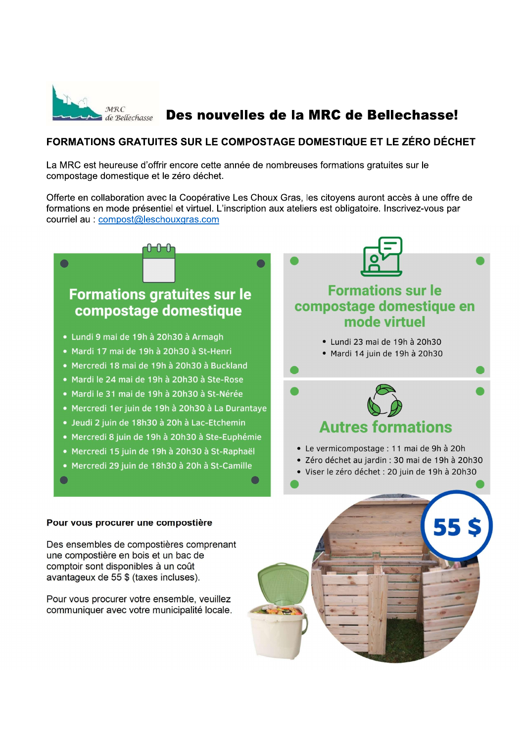MRC de Bellechasse

# Des nouvelles de la MRC de Bellechasse!

## FORMATIONS GRATUITES SUR LE COMPOSTAGE DOMESTIQUE ET LE ZÉRO DÉCHET

La MRC est heureuse d'offrir encore cette année de nombreuses formations gratuites sur le compostage domestique et le zéro déchet.

Offerte en collaboration avec la Coopérative Les Choux Gras, les citoyens auront accès à une offre de formations en mode présentiel et virtuel. L'inscription aux ateliers est obligatoire. Inscrivez-vous par courriel au : compost@leschouxgras.com

### Formations gratuites sur le compostage domestique

- Lundi 9 mai de 19h à 20h30 à Armagh
- Mardi 17 mai de 19h à 20h30 à St-Henri
- Mercredi 18 mai de 19h à 20h30 à Buckland
- Mardi le 24 mai de 19h à 20h30 à Ste-Rose
- Mardi le 31 mai de 19h à 20h30 à St-Nérée
- Mercredi 1er juin de 19h à 20h30 à La Durantaye
- Jeudi 2 juin de 18h30 à 20h à Lac-Etchemin
- Mercredi 8 juin de 19h à 20h30 à Ste-Euphémie
- Mercredi 15 juin de 19h à 20h30 à St-Raphaël
- Mercredi 29 juin de 18h30 à 20h à St-Camille

### Formations sur le compostage domestique en mode virtuel

- Lundi 23 mai de 19h à 20h30
- Mardi 14 juin de 19h à 20h30

### Autres formations

- Le vermicompostage : 11 mai de 9h à 20h
- Zéro déchet au jardin : 30 mai de 19h à 20h30
- Viser le zéro déchet : 20 juin de 19h à 20h30

**Pour vous procurer une compostière**

Des ensembles de compostières comprenant une compostière en bois et un bac de comptoir sont disponibles à un coût avantageux de 55 $ (taxes incluses).

Pour vous procurer votre ensemble, veuillez communiquer avec votre municipalité locale.

55 $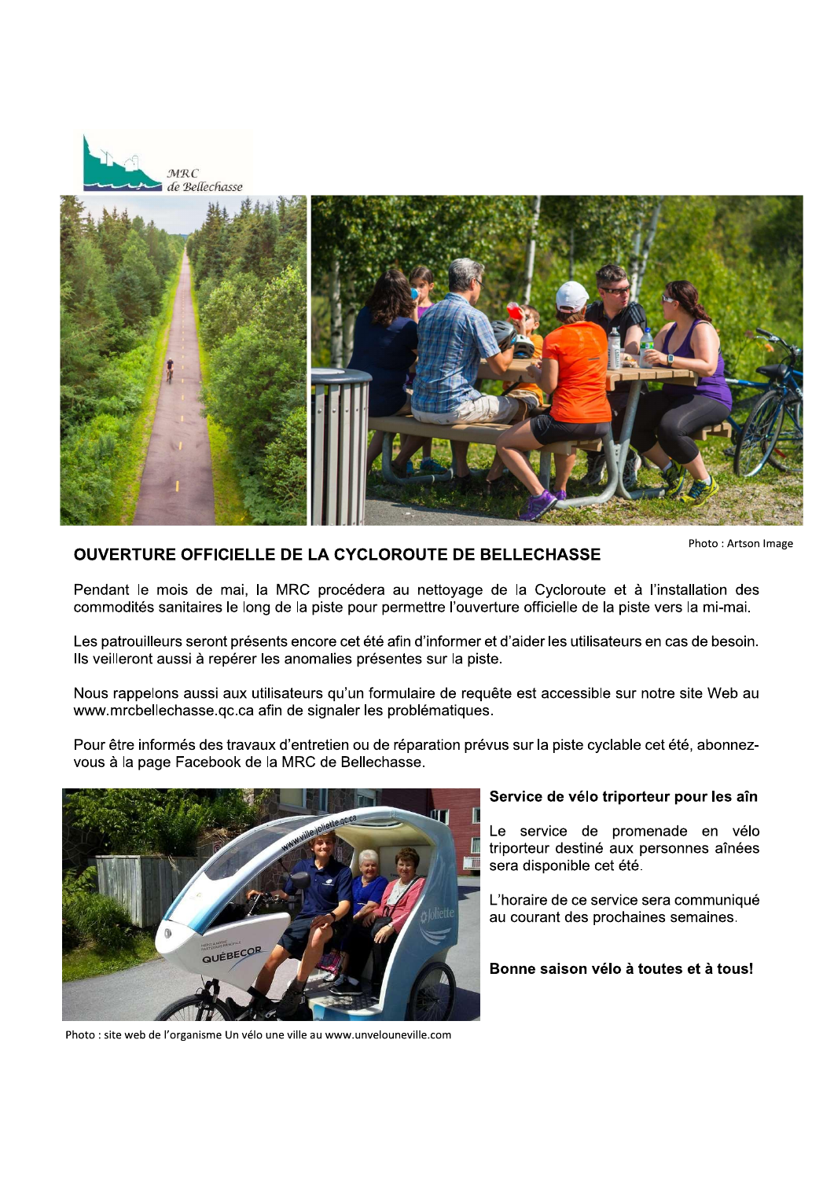MRC de Bellechasse

Photo : Artson Image

## OUVERTURE OFFICIELLE DE LA CYCLOROUTE DE BELLECHASSE

Pendant le mois de mai, la MRC procédera au nettoyage de la Cycloroute et à l'installation des commodités sanitaires le long de la piste pour permettre l'ouverture officielle de la piste vers la mi-mai.

Les patrouilleurs seront présents encore cet été afin d'informer et d'aider les utilisateurs en cas de besoin. Ils veilleront aussi à repérer les anomalies présentes sur la piste.

Nous rappelons aussi aux utilisateurs qu'un formulaire de requête est accessible sur notre site Web au www.mrcbellechasse.qc.ca afin de signaler les problématiques.

Pour être informés des travaux d'entretien ou de réparation prévus sur la piste cyclable cet été, abonnez-vous à la page Facebook de la MRC de Bellechasse.

### Service de vélo triporteur pour les aîn

Le service de promenade en vélo triporteur destiné aux personnes aînées sera disponible cet été.

L'horaire de ce service sera communiqué au courant des prochaines semaines.

**Bonne saison vélo à toutes et à tous!**

Photo : site web de l'organisme Un vélo une ville au www.unvelouneville.com